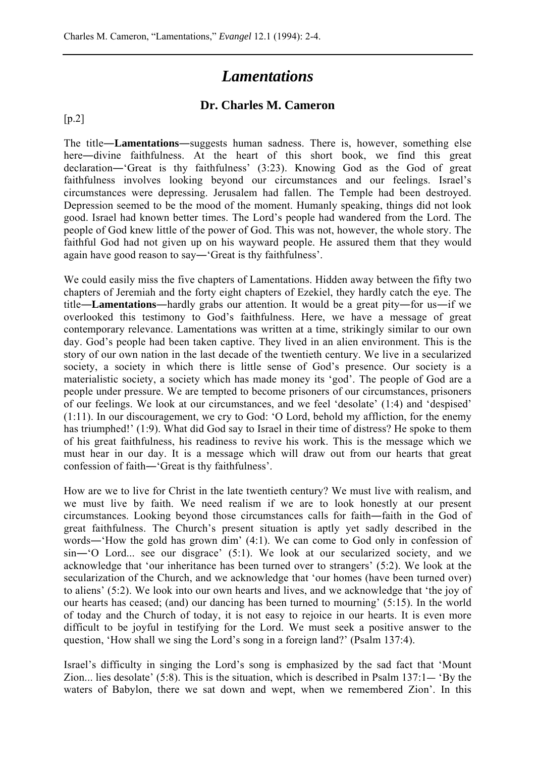# *Lamentations*

## Dr. Charles M. Cameron

[p.2]

The title―**Lamentations**―suggests human sadness. There is, however, something else here―divine faithfulness. At the heart of this short book, we find this great declaration―'Great is thy faithfulness' (3:23). Knowing God as the God of great faithfulness involves looking beyond our circumstances and our feelings. Israel's circumstances were depressing. Jerusalem had fallen. The Temple had been destroyed. Depression seemed to be the mood of the moment. Humanly speaking, things did not look good. Israel had known better times. The Lord's people had wandered from the Lord. The people of God knew little of the power of God. This was not, however, the whole story. The faithful God had not given up on his wayward people. He assured them that they would again have good reason to say―'Great is thy faithfulness'.

We could easily miss the five chapters of Lamentations. Hidden away between the fifty two chapters of Jeremiah and the forty eight chapters of Ezekiel, they hardly catch the eye. The title―**Lamentations**―hardly grabs our attention. It would be a great pity―for us―if we overlooked this testimony to God's faithfulness. Here, we have a message of great contemporary relevance. Lamentations was written at a time, strikingly similar to our own day. God's people had been taken captive. They lived in an alien environment. This is the story of our own nation in the last decade of the twentieth century. We live in a secularized society, a society in which there is little sense of God's presence. Our society is a materialistic society, a society which has made money its 'god'. The people of God are a people under pressure. We are tempted to become prisoners of our circumstances, prisoners of our feelings. We look at our circumstances, and we feel 'desolate' (1:4) and 'despised' (1:11). In our discouragement, we cry to God: 'O Lord, behold my affliction, for the enemy has triumphed!' (1:9). What did God say to Israel in their time of distress? He spoke to them of his great faithfulness, his readiness to revive his work. This is the message which we must hear in our day. It is a message which will draw out from our hearts that great confession of faith―'Great is thy faithfulness'.

How are we to live for Christ in the late twentieth century? We must live with realism, and we must live by faith. We need realism if we are to look honestly at our present circumstances. Looking beyond those circumstances calls for faith―faith in the God of great faithfulness. The Church's present situation is aptly yet sadly described in the words―'How the gold has grown dim' (4:1). We can come to God only in confession of sin―'O Lord... see our disgrace' (5:1). We look at our secularized society, and we acknowledge that 'our inheritance has been turned over to strangers' (5:2). We look at the secularization of the Church, and we acknowledge that 'our homes (have been turned over) to aliens' (5:2). We look into our own hearts and lives, and we acknowledge that 'the joy of our hearts has ceased; (and) our dancing has been turned to mourning' (5:15). In the world of today and the Church of today, it is not easy to rejoice in our hearts. It is even more difficult to be joyful in testifying for the Lord. We must seek a positive answer to the question, 'How shall we sing the Lord's song in a foreign land?' (Psalm 137:4).

Israel's difficulty in singing the Lord's song is emphasized by the sad fact that 'Mount Zion... lies desolate' (5:8). This is the situation, which is described in Psalm 137:1― 'By the waters of Babylon, there we sat down and wept, when we remembered Zion'. In this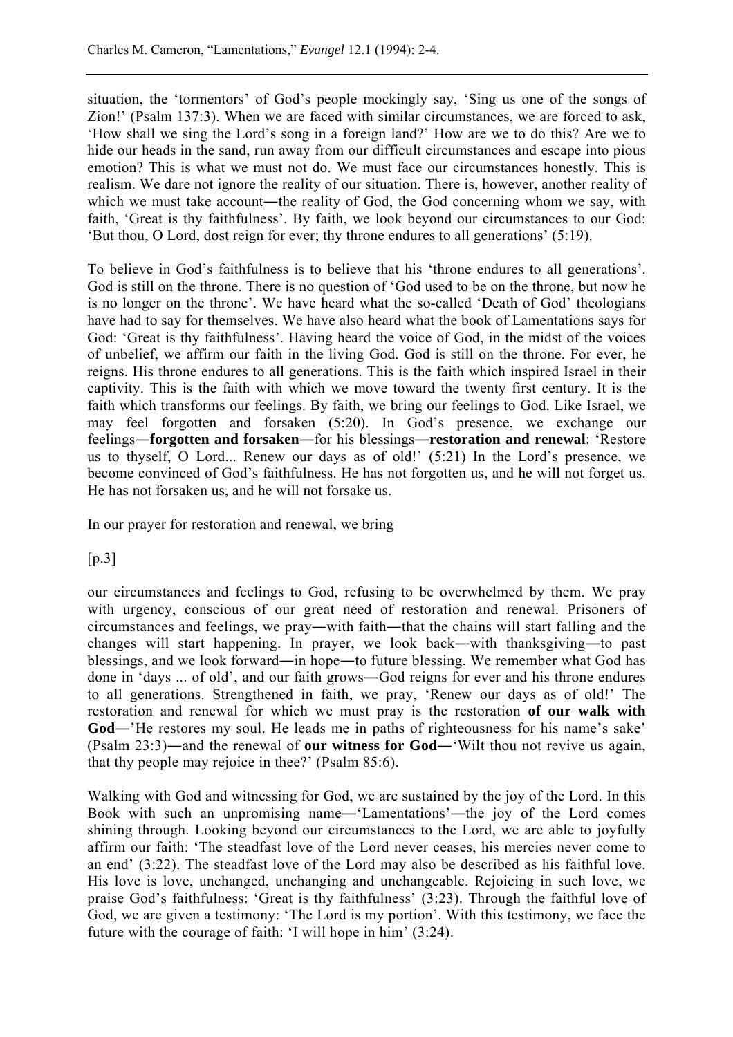situation, the 'tormentors' of God's people mockingly say, 'Sing us one of the songs of Zion!' (Psalm 137:3). When we are faced with similar circumstances, we are forced to ask, 'How shall we sing the Lord's song in a foreign land?' How are we to do this? Are we to hide our heads in the sand, run away from our difficult circumstances and escape into pious emotion? This is what we must not do. We must face our circumstances honestly. This is realism. We dare not ignore the reality of our situation. There is, however, another reality of which we must take account―the reality of God, the God concerning whom we say, with faith, 'Great is thy faithfulness'. By faith, we look beyond our circumstances to our God: 'But thou, O Lord, dost reign for ever; thy throne endures to all generations' (5:19).

To believe in God's faithfulness is to believe that his 'throne endures to all generations'. God is still on the throne. There is no question of 'God used to be on the throne, but now he is no longer on the throne'. We have heard what the so-called 'Death of God' theologians have had to say for themselves. We have also heard what the book of Lamentations says for God: 'Great is thy faithfulness'. Having heard the voice of God, in the midst of the voices of unbelief, we affirm our faith in the living God. God is still on the throne. For ever, he reigns. His throne endures to all generations. This is the faith which inspired Israel in their captivity. This is the faith with which we move toward the twenty first century. It is the faith which transforms our feelings. By faith, we bring our feelings to God. Like Israel, we may feel forgotten and forsaken (5:20). In God's presence, we exchange our feelings―**forgotten and forsaken**―for his blessings―**restoration and renewal**: 'Restore us to thyself, O Lord... Renew our days as of old!' (5:21) In the Lord's presence, we become convinced of God's faithfulness. He has not forgotten us, and he will not forget us. He has not forsaken us, and he will not forsake us.

In our prayer for restoration and renewal, we bring

[p.3]

our circumstances and feelings to God, refusing to be overwhelmed by them. We pray with urgency, conscious of our great need of restoration and renewal. Prisoners of circumstances and feelings, we pray―with faith―that the chains will start falling and the changes will start happening. In prayer, we look back―with thanksgiving―to past blessings, and we look forward―in hope―to future blessing. We remember what God has done in 'days ... of old', and our faith grows―God reigns for ever and his throne endures to all generations. Strengthened in faith, we pray, 'Renew our days as of old!' The restoration and renewal for which we must pray is the restoration **of our walk with God**―'He restores my soul. He leads me in paths of righteousness for his name's sake' (Psalm 23:3)―and the renewal of **our witness for God**―'Wilt thou not revive us again, that thy people may rejoice in thee?' (Psalm 85:6).

Walking with God and witnessing for God, we are sustained by the joy of the Lord. In this Book with such an unpromising name―'Lamentations'―the joy of the Lord comes shining through. Looking beyond our circumstances to the Lord, we are able to joyfully affirm our faith: 'The steadfast love of the Lord never ceases, his mercies never come to an end' (3:22). The steadfast love of the Lord may also be described as his faithful love. His love is love, unchanged, unchanging and unchangeable. Rejoicing in such love, we praise God's faithfulness: 'Great is thy faithfulness' (3:23). Through the faithful love of God, we are given a testimony: 'The Lord is my portion'. With this testimony, we face the future with the courage of faith: 'I will hope in him' (3:24).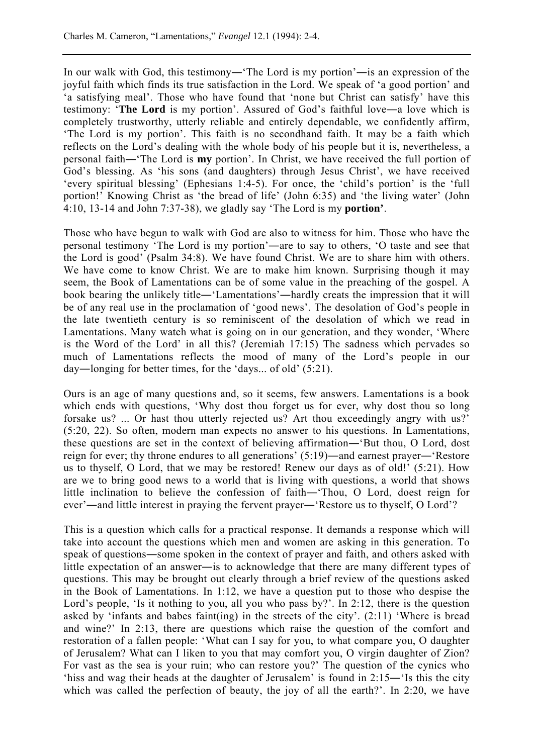In our walk with God, this testimony—'The Lord is my portion'—is an expression of the joyful faith which finds its true satisfaction in the Lord. We speak of 'a good portion' and 'a satisfying meal'. Those who have found that 'none but Christ can satisfy' have this testimony: '**The Lord** is my portion'. Assured of God's faithful love—a love which is completely trustworthy, utterly reliable and entirely dependable, we confidently affirm, 'The Lord is my portion'. This faith is no secondhand faith. It may be a faith which reflects on the Lord's dealing with the whole body of his people but it is, nevertheless, a personal faith—'The Lord is **my** portion'. In Christ, we have received the full portion of God's blessing. As 'his sons (and daughters) through Jesus Christ', we have received 'every spiritual blessing' (Ephesians 1:4-5). For once, the 'child's portion' is the 'full portion!' Knowing Christ as 'the bread of life' (John 6:35) and 'the living water' (John 4:10, 13-14 and John 7:37-38), we gladly say 'The Lord is my **portion'**.

Those who have begun to walk with God are also to witness for him. Those who have the personal testimony 'The Lord is my portion'—are to say to others, 'O taste and see that the Lord is good' (Psalm 34:8). We have found Christ. We are to share him with others. We have come to know Christ. We are to make him known. Surprising though it may seem, the Book of Lamentations can be of some value in the preaching of the gospel. A book bearing the unlikely title—'Lamentations'—hardly creats the impression that it will be of any real use in the proclamation of 'good news'. The desolation of God's people in the late twentieth century is so reminiscent of the desolation of which we read in Lamentations. Many watch what is going on in our generation, and they wonder, 'Where is the Word of the Lord' in all this? (Jeremiah 17:15) The sadness which pervades so much of Lamentations reflects the mood of many of the Lord's people in our day—longing for better times, for the 'days... of old' (5:21).

Ours is an age of many questions and, so it seems, few answers. Lamentations is a book which ends with questions, 'Why dost thou forget us for ever, why dost thou so long forsake us? ... Or hast thou utterly rejected us? Art thou exceedingly angry with us?' (5:20, 22). So often, modern man expects no answer to his questions. In Lamentations, these questions are set in the context of believing affirmation—'But thou, O Lord, dost reign for ever; thy throne endures to all generations' (5:19)—and earnest prayer—'Restore us to thyself, O Lord, that we may be restored! Renew our days as of old!' (5:21). How are we to bring good news to a world that is living with questions, a world that shows little inclination to believe the confession of faith—'Thou, O Lord, doest reign for ever'—and little interest in praying the fervent prayer—'Restore us to thyself, O Lord'?

This is a question which calls for a practical response. It demands a response which will take into account the questions which men and women are asking in this generation. To speak of questions—some spoken in the context of prayer and faith, and others asked with little expectation of an answer—is to acknowledge that there are many different types of questions. This may be brought out clearly through a brief review of the questions asked in the Book of Lamentations. In 1:12, we have a question put to those who despise the Lord's people, 'Is it nothing to you, all you who pass by?'. In 2:12, there is the question asked by 'infants and babes faint(ing) in the streets of the city'. (2:11) 'Where is bread and wine?' In 2:13, there are questions which raise the question of the comfort and restoration of a fallen people: 'What can I say for you, to what compare you, O daughter of Jerusalem? What can I liken to you that may comfort you, O virgin daughter of Zion? For vast as the sea is your ruin; who can restore you?' The question of the cynics who 'hiss and wag their heads at the daughter of Jerusalem' is found in 2:15—'Is this the city which was called the perfection of beauty, the joy of all the earth?'. In 2:20, we have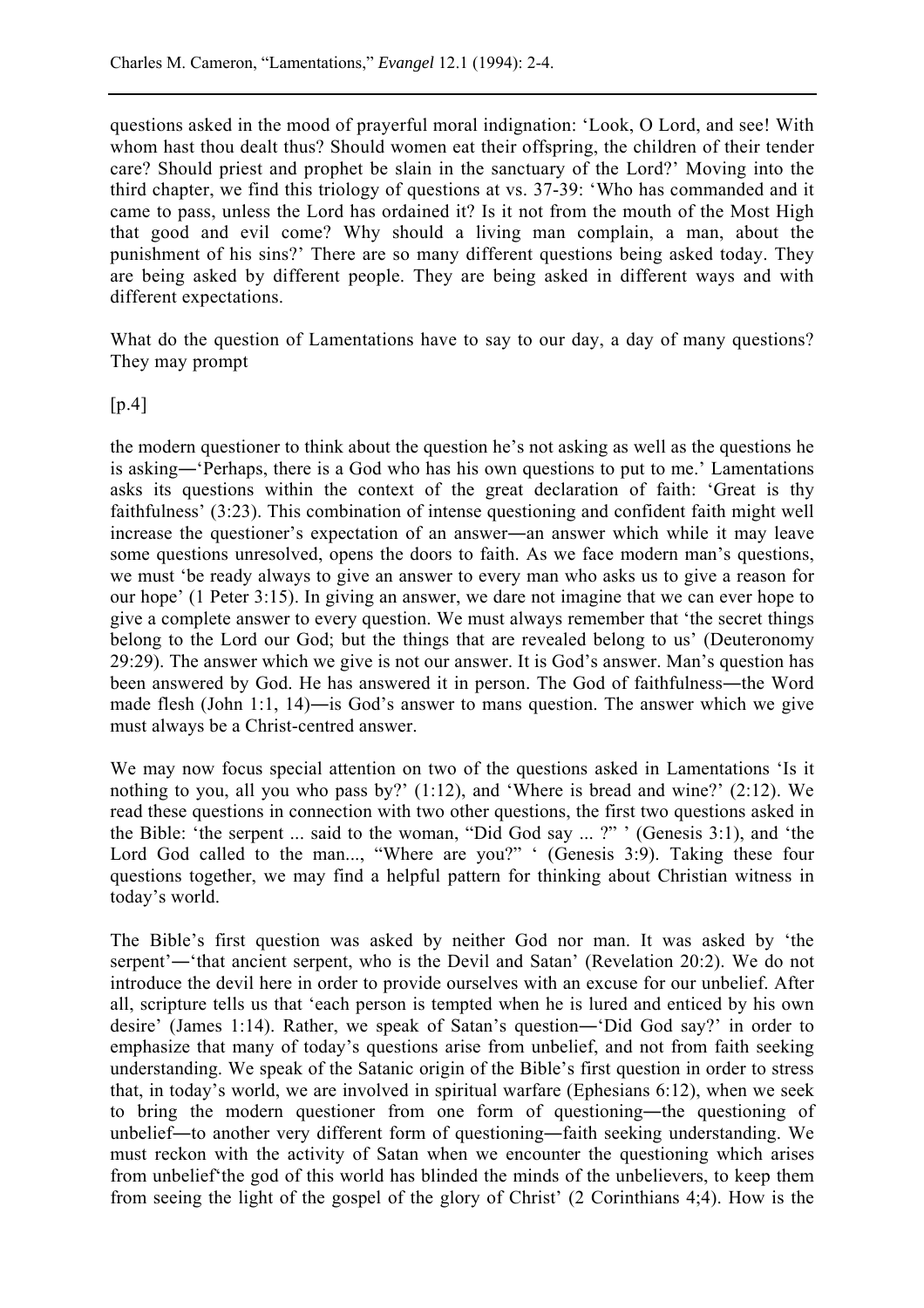questions asked in the mood of prayerful moral indignation: 'Look, O Lord, and see! With whom hast thou dealt thus? Should women eat their offspring, the children of their tender care? Should priest and prophet be slain in the sanctuary of the Lord?' Moving into the third chapter, we find this triology of questions at vs. 37-39: 'Who has commanded and it came to pass, unless the Lord has ordained it? Is it not from the mouth of the Most High that good and evil come? Why should a living man complain, a man, about the punishment of his sins?' There are so many different questions being asked today. They are being asked by different people. They are being asked in different ways and with different expectations.

What do the question of Lamentations have to say to our day, a day of many questions? They may prompt

[p.4]

the modern questioner to think about the question he's not asking as well as the questions he is asking—'Perhaps, there is a God who has his own questions to put to me.' Lamentations asks its questions within the context of the great declaration of faith: 'Great is thy faithfulness' (3:23). This combination of intense questioning and confident faith might well increase the questioner's expectation of an answer—an answer which while it may leave some questions unresolved, opens the doors to faith. As we face modern man's questions, we must 'be ready always to give an answer to every man who asks us to give a reason for our hope' (1 Peter 3:15). In giving an answer, we dare not imagine that we can ever hope to give a complete answer to every question. We must always remember that 'the secret things belong to the Lord our God; but the things that are revealed belong to us' (Deuteronomy 29:29). The answer which we give is not our answer. It is God's answer. Man's question has been answered by God. He has answered it in person. The God of faithfulness—the Word made flesh (John 1:1, 14)—is God's answer to mans question. The answer which we give must always be a Christ-centred answer.

We may now focus special attention on two of the questions asked in Lamentations 'Is it nothing to you, all you who pass by?' (1:12), and 'Where is bread and wine?' (2:12). We read these questions in connection with two other questions, the first two questions asked in the Bible: 'the serpent ... said to the woman, "Did God say ... ?" ' (Genesis 3:1), and 'the Lord God called to the man..., "Where are you?" ' (Genesis 3:9). Taking these four questions together, we may find a helpful pattern for thinking about Christian witness in today's world.

The Bible's first question was asked by neither God nor man. It was asked by 'the serpent'—'that ancient serpent, who is the Devil and Satan' (Revelation 20:2). We do not introduce the devil here in order to provide ourselves with an excuse for our unbelief. After all, scripture tells us that 'each person is tempted when he is lured and enticed by his own desire' (James 1:14). Rather, we speak of Satan's question—'Did God say?' in order to emphasize that many of today's questions arise from unbelief, and not from faith seeking understanding. We speak of the Satanic origin of the Bible's first question in order to stress that, in today's world, we are involved in spiritual warfare (Ephesians 6:12), when we seek to bring the modern questioner from one form of questioning—the questioning of unbelief—to another very different form of questioning—faith seeking understanding. We must reckon with the activity of Satan when we encounter the questioning which arises from unbelief'the god of this world has blinded the minds of the unbelievers, to keep them from seeing the light of the gospel of the glory of Christ' (2 Corinthians 4;4). How is the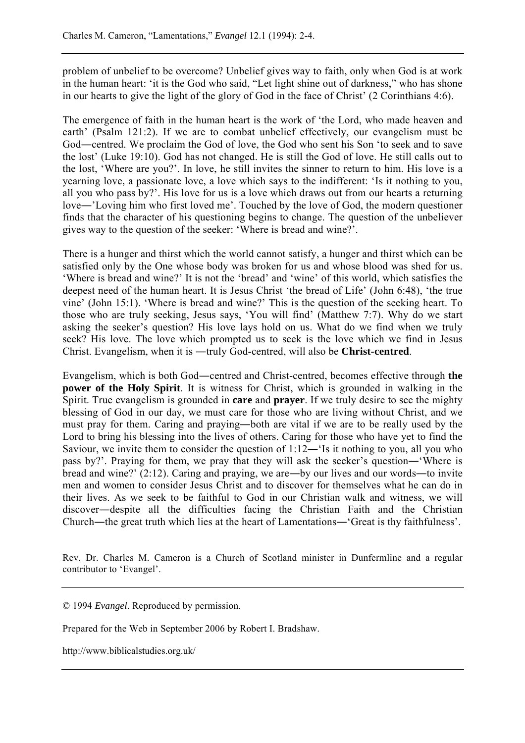problem of unbelief to be overcome? Unbelief gives way to faith, only when God is at work in the human heart: 'it is the God who said, "Let light shine out of darkness," who has shone in our hearts to give the light of the glory of God in the face of Christ' (2 Corinthians 4:6).

The emergence of faith in the human heart is the work of 'the Lord, who made heaven and earth' (Psalm 121:2). If we are to combat unbelief effectively, our evangelism must be God―centred. We proclaim the God of love, the God who sent his Son 'to seek and to save the lost' (Luke 19:10). God has not changed. He is still the God of love. He still calls out to the lost, 'Where are you?'. In love, he still invites the sinner to return to him. His love is a yearning love, a passionate love, a love which says to the indifferent: 'Is it nothing to you, all you who pass by?'. His love for us is a love which draws out from our hearts a returning love―'Loving him who first loved me'. Touched by the love of God, the modern questioner finds that the character of his questioning begins to change. The question of the unbeliever gives way to the question of the seeker: 'Where is bread and wine?'.

There is a hunger and thirst which the world cannot satisfy, a hunger and thirst which can be satisfied only by the One whose body was broken for us and whose blood was shed for us. 'Where is bread and wine?' It is not the 'bread' and 'wine' of this world, which satisfies the deepest need of the human heart. It is Jesus Christ 'the bread of Life' (John 6:48), 'the true vine' (John 15:1). 'Where is bread and wine?' This is the question of the seeking heart. To those who are truly seeking, Jesus says, 'You will find' (Matthew 7:7). Why do we start asking the seeker's question? His love lays hold on us. What do we find when we truly seek? His love. The love which prompted us to seek is the love which we find in Jesus Christ. Evangelism, when it is ―truly God-centred, will also be **Christ-centred**.

Evangelism, which is both God―centred and Christ-centred, becomes effective through **the power of the Holy Spirit**. It is witness for Christ, which is grounded in walking in the Spirit. True evangelism is grounded in **care** and **prayer**. If we truly desire to see the mighty blessing of God in our day, we must care for those who are living without Christ, and we must pray for them. Caring and praying―both are vital if we are to be really used by the Lord to bring his blessing into the lives of others. Caring for those who have yet to find the Saviour, we invite them to consider the question of 1:12―'Is it nothing to you, all you who pass by?'. Praying for them, we pray that they will ask the seeker's question―'Where is bread and wine?' (2:12). Caring and praying, we are―by our lives and our words―to invite men and women to consider Jesus Christ and to discover for themselves what he can do in their lives. As we seek to be faithful to God in our Christian walk and witness, we will discover―despite all the difficulties facing the Christian Faith and the Christian Church―the great truth which lies at the heart of Lamentations―'Great is thy faithfulness'.

Rev. Dr. Charles M. Cameron is a Church of Scotland minister in Dunfermline and a regular contributor to 'Evangel'.

---

© 1994 *Evangel*. Reproduced by permission.

Prepared for the Web in September 2006 by Robert I. Bradshaw.

http://www.biblicalstudies.org.uk/